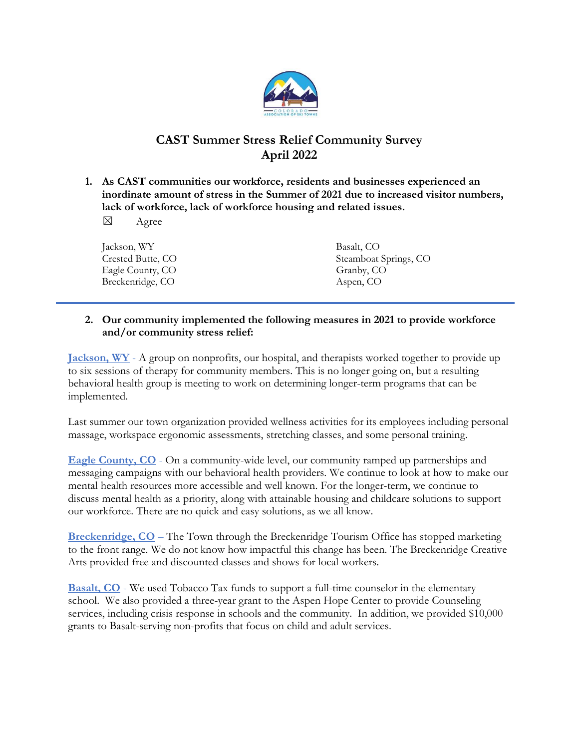# CAST Summer Stress Relief Community Survey
## April 2022

1. **As CAST communities our workforce, residents and businesses experienced an inordinate amount of stress in the Summer of 2021 due to increased visitor numbers, lack of workforce, lack of workforce housing and related issues.**

   ☒ Agree

   Jackson, WY
   Crested Butte, CO
   Eagle County, CO
   Breckenridge, CO
   Basalt, CO
   Steamboat Springs, CO
   Granby, CO
   Aspen, CO

---

2. **Our community implemented the following measures in 2021 to provide workforce and/or community stress relief:**

**Jackson, WY** - A group on nonprofits, our hospital, and therapists worked together to provide up to six sessions of therapy for community members. This is no longer going on, but a resulting behavioral health group is meeting to work on determining longer-term programs that can be implemented.

Last summer our town organization provided wellness activities for its employees including personal massage, workspace ergonomic assessments, stretching classes, and some personal training.

**Eagle County, CO** - On a community-wide level, our community ramped up partnerships and messaging campaigns with our behavioral health providers. We continue to look at how to make our mental health resources more accessible and well known. For the longer-term, we continue to discuss mental health as a priority, along with attainable housing and childcare solutions to support our workforce. There are no quick and easy solutions, as we all know.

**Breckenridge, CO** – The Town through the Breckenridge Tourism Office has stopped marketing to the front range. We do not know how impactful this change has been. The Breckenridge Creative Arts provided free and discounted classes and shows for local workers.

**Basalt, CO** - We used Tobacco Tax funds to support a full-time counselor in the elementary school. We also provided a three-year grant to the Aspen Hope Center to provide Counseling services, including crisis response in schools and the community. In addition, we provided $10,000 grants to Basalt-serving non-profits that focus on child and adult services.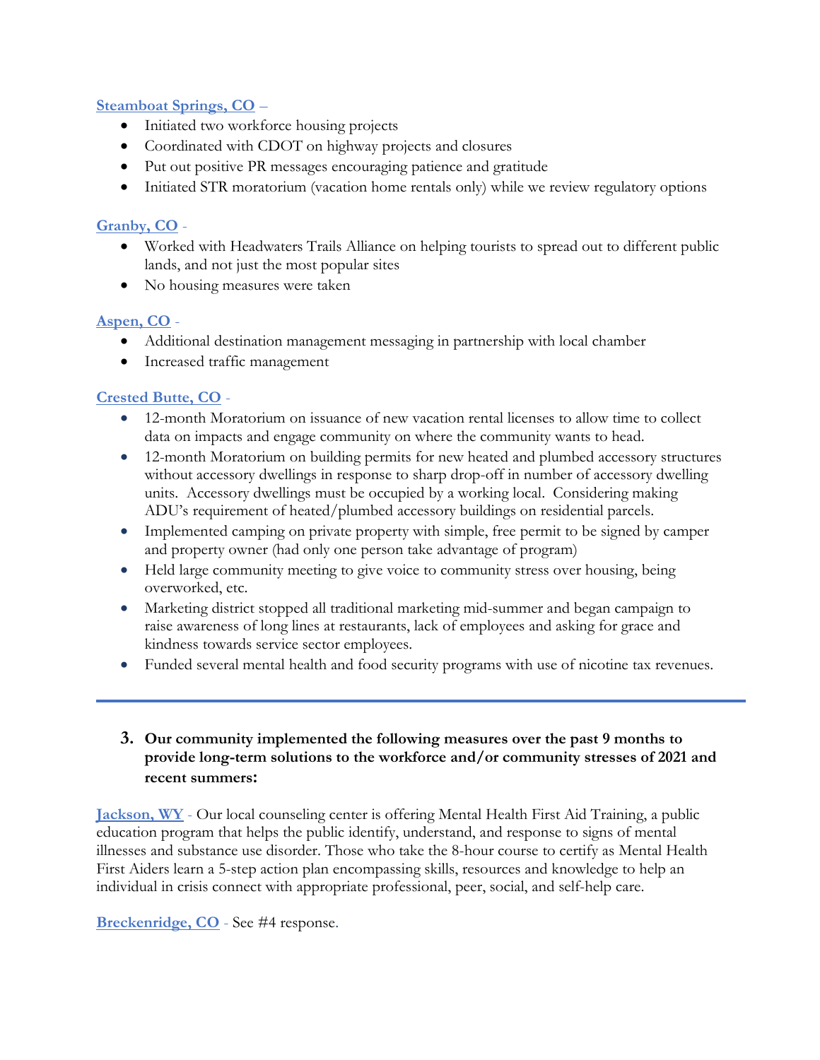[Steamboat Springs, CO](#) –

- Initiated two workforce housing projects
- Coordinated with CDOT on highway projects and closures
- Put out positive PR messages encouraging patience and gratitude
- Initiated STR moratorium (vacation home rentals only) while we review regulatory options

[Granby, CO](#) -

- Worked with Headwaters Trails Alliance on helping tourists to spread out to different public lands, and not just the most popular sites
- No housing measures were taken

[Aspen, CO](#) -

- Additional destination management messaging in partnership with local chamber
- Increased traffic management

[Crested Butte, CO](#) -

- 12-month Moratorium on issuance of new vacation rental licenses to allow time to collect data on impacts and engage community on where the community wants to head.
- 12-month Moratorium on building permits for new heated and plumbed accessory structures without accessory dwellings in response to sharp drop-off in number of accessory dwelling units. Accessory dwellings must be occupied by a working local. Considering making ADU's requirement of heated/plumbed accessory buildings on residential parcels.
- Implemented camping on private property with simple, free permit to be signed by camper and property owner (had only one person take advantage of program)
- Held large community meeting to give voice to community stress over housing, being overworked, etc.
- Marketing district stopped all traditional marketing mid-summer and began campaign to raise awareness of long lines at restaurants, lack of employees and asking for grace and kindness towards service sector employees.
- Funded several mental health and food security programs with use of nicotine tax revenues.

---

**3. Our community implemented the following measures over the past 9 months to provide long-term solutions to the workforce and/or community stresses of 2021 and recent summers:**

[Jackson, WY](#) - Our local counseling center is offering Mental Health First Aid Training, a public education program that helps the public identify, understand, and response to signs of mental illnesses and substance use disorder. Those who take the 8-hour course to certify as Mental Health First Aiders learn a 5-step action plan encompassing skills, resources and knowledge to help an individual in crisis connect with appropriate professional, peer, social, and self-help care.

[Breckenridge, CO](#) - See #4 response.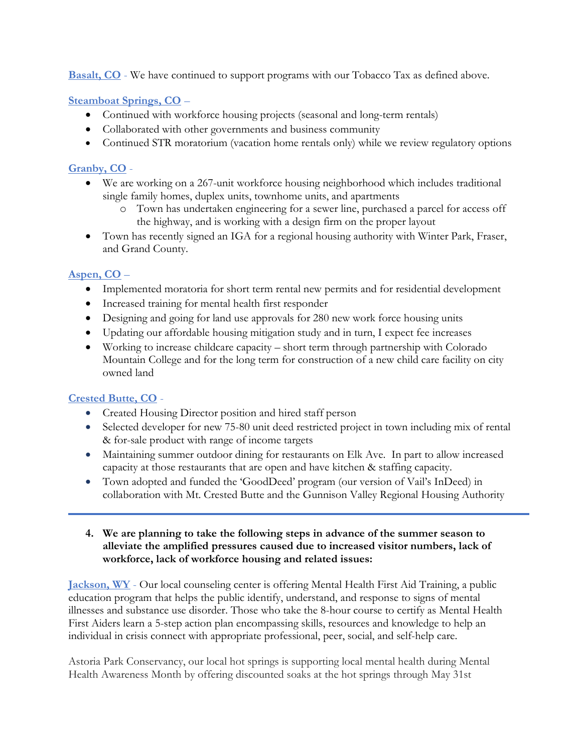**Basalt, CO** - We have continued to support programs with our Tobacco Tax as defined above.

**Steamboat Springs, CO** –

- Continued with workforce housing projects (seasonal and long-term rentals)
- Collaborated with other governments and business community
- Continued STR moratorium (vacation home rentals only) while we review regulatory options

**Granby, CO** -

- We are working on a 267-unit workforce housing neighborhood which includes traditional single family homes, duplex units, townhome units, and apartments
    - Town has undertaken engineering for a sewer line, purchased a parcel for access off the highway, and is working with a design firm on the proper layout
- Town has recently signed an IGA for a regional housing authority with Winter Park, Fraser, and Grand County.

**Aspen, CO** –

- Implemented moratoria for short term rental new permits and for residential development
- Increased training for mental health first responder
- Designing and going for land use approvals for 280 new work force housing units
- Updating our affordable housing mitigation study and in turn, I expect fee increases
- Working to increase childcare capacity – short term through partnership with Colorado Mountain College and for the long term for construction of a new child care facility on city owned land

**Crested Butte, CO** -

- Created Housing Director position and hired staff person
- Selected developer for new 75-80 unit deed restricted project in town including mix of rental & for-sale product with range of income targets
- Maintaining summer outdoor dining for restaurants on Elk Ave. In part to allow increased capacity at those restaurants that are open and have kitchen & staffing capacity.
- Town adopted and funded the 'GoodDeed' program (our version of Vail's InDeed) in collaboration with Mt. Crested Butte and the Gunnison Valley Regional Housing Authority

---

4. **We are planning to take the following steps in advance of the summer season to alleviate the amplified pressures caused due to increased visitor numbers, lack of workforce, lack of workforce housing and related issues:**

**Jackson, WY** - Our local counseling center is offering Mental Health First Aid Training, a public education program that helps the public identify, understand, and response to signs of mental illnesses and substance use disorder. Those who take the 8-hour course to certify as Mental Health First Aiders learn a 5-step action plan encompassing skills, resources and knowledge to help an individual in crisis connect with appropriate professional, peer, social, and self-help care.

Astoria Park Conservancy, our local hot springs is supporting local mental health during Mental Health Awareness Month by offering discounted soaks at the hot springs through May 31st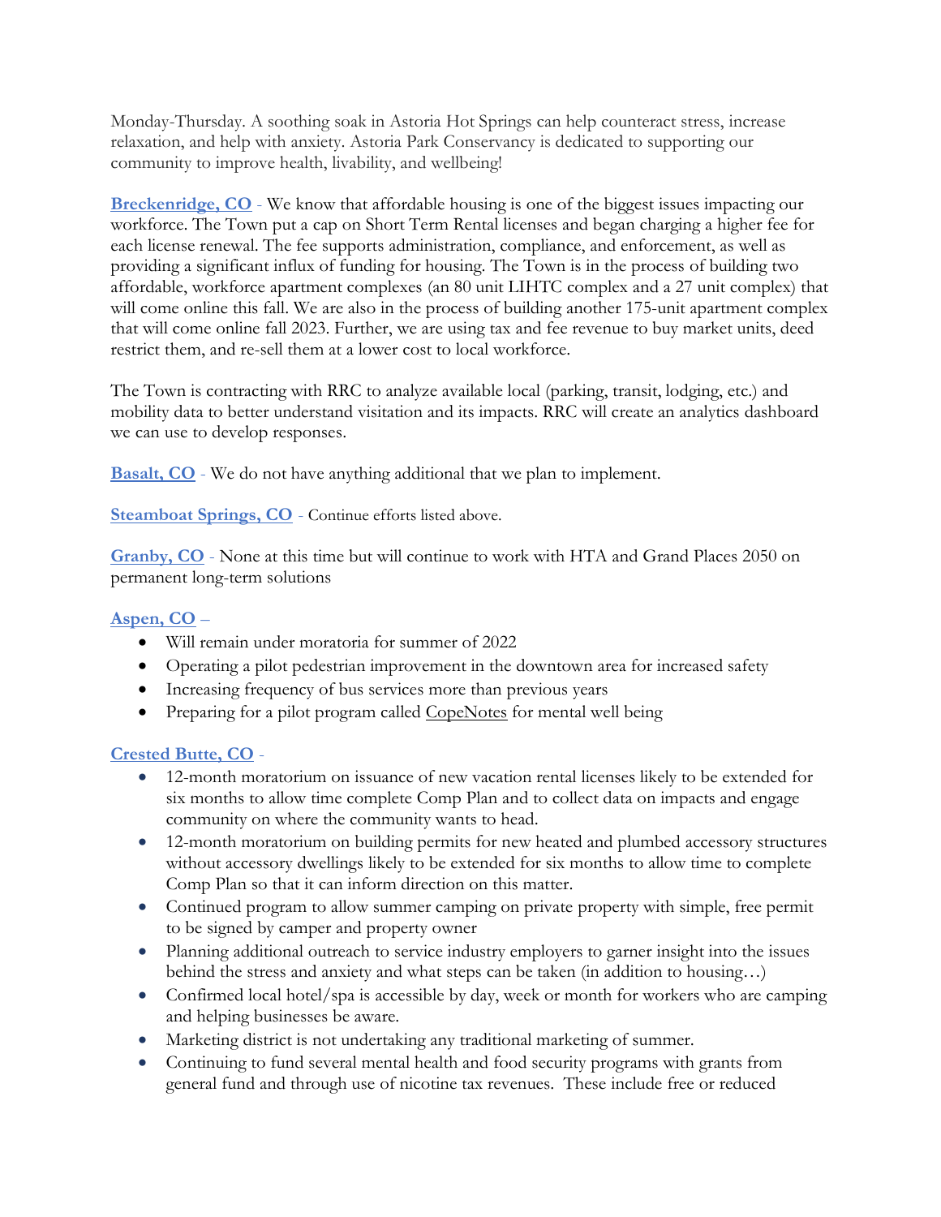Monday-Thursday. A soothing soak in Astoria Hot Springs can help counteract stress, increase relaxation, and help with anxiety. Astoria Park Conservancy is dedicated to supporting our community to improve health, livability, and wellbeing!

**Breckenridge, CO** - We know that affordable housing is one of the biggest issues impacting our workforce. The Town put a cap on Short Term Rental licenses and began charging a higher fee for each license renewal. The fee supports administration, compliance, and enforcement, as well as providing a significant influx of funding for housing. The Town is in the process of building two affordable, workforce apartment complexes (an 80 unit LIHTC complex and a 27 unit complex) that will come online this fall. We are also in the process of building another 175-unit apartment complex that will come online fall 2023. Further, we are using tax and fee revenue to buy market units, deed restrict them, and re-sell them at a lower cost to local workforce.

The Town is contracting with RRC to analyze available local (parking, transit, lodging, etc.) and mobility data to better understand visitation and its impacts. RRC will create an analytics dashboard we can use to develop responses.

**Basalt, CO** - We do not have anything additional that we plan to implement.

**Steamboat Springs, CO** - Continue efforts listed above.

**Granby, CO** - None at this time but will continue to work with HTA and Grand Places 2050 on permanent long-term solutions

**Aspen, CO** –

- Will remain under moratoria for summer of 2022
- Operating a pilot pedestrian improvement in the downtown area for increased safety
- Increasing frequency of bus services more than previous years
- Preparing for a pilot program called CopeNotes for mental well being

**Crested Butte, CO** -

- 12-month moratorium on issuance of new vacation rental licenses likely to be extended for six months to allow time complete Comp Plan and to collect data on impacts and engage community on where the community wants to head.
- 12-month moratorium on building permits for new heated and plumbed accessory structures without accessory dwellings likely to be extended for six months to allow time to complete Comp Plan so that it can inform direction on this matter.
- Continued program to allow summer camping on private property with simple, free permit to be signed by camper and property owner
- Planning additional outreach to service industry employers to garner insight into the issues behind the stress and anxiety and what steps can be taken (in addition to housing…)
- Confirmed local hotel/spa is accessible by day, week or month for workers who are camping and helping businesses be aware.
- Marketing district is not undertaking any traditional marketing of summer.
- Continuing to fund several mental health and food security programs with grants from general fund and through use of nicotine tax revenues. These include free or reduced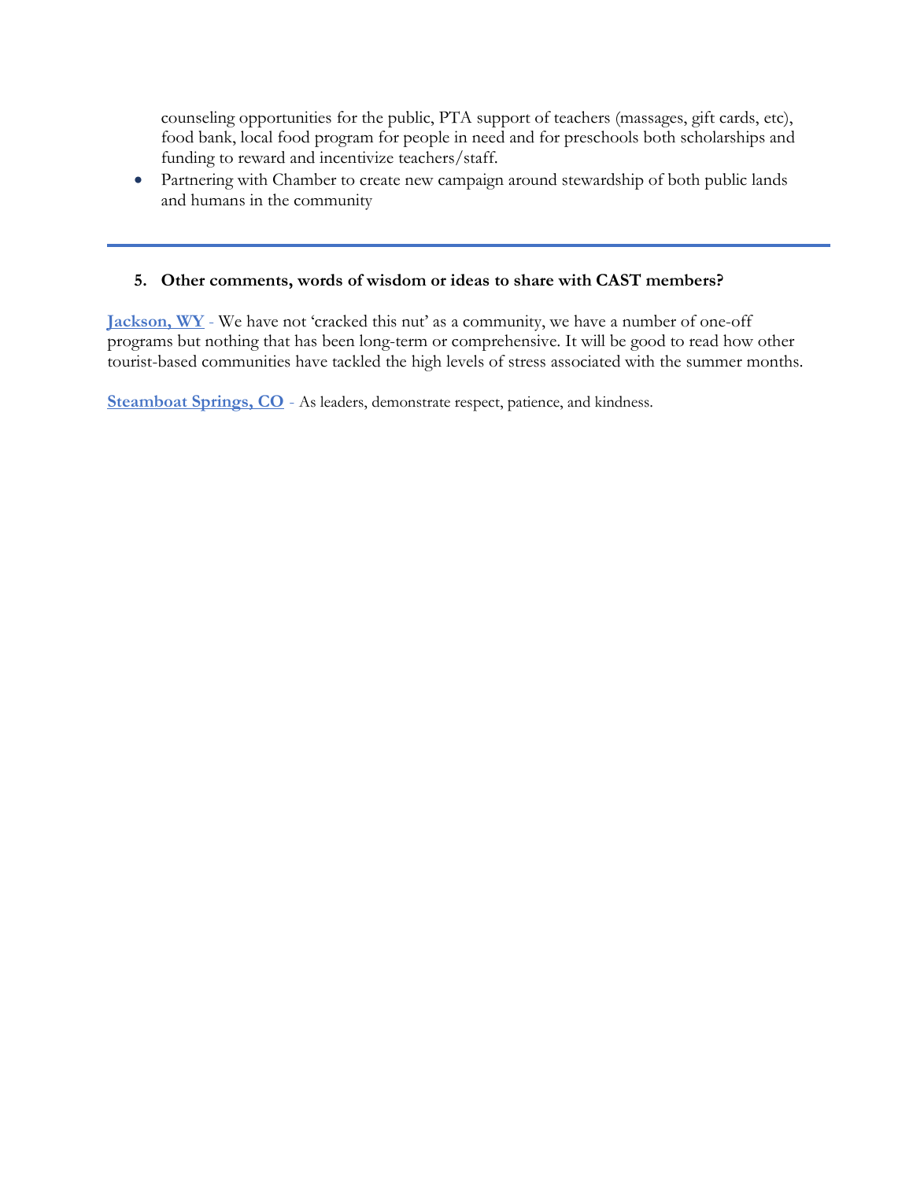counseling opportunities for the public, PTA support of teachers (massages, gift cards, etc), food bank, local food program for people in need and for preschools both scholarships and funding to reward and incentivize teachers/staff.

- Partnering with Chamber to create new campaign around stewardship of both public lands and humans in the community

---

### 5. Other comments, words of wisdom or ideas to share with CAST members?

**Jackson, WY** - We have not 'cracked this nut' as a community, we have a number of one-off programs but nothing that has been long-term or comprehensive. It will be good to read how other tourist-based communities have tackled the high levels of stress associated with the summer months.

**Steamboat Springs, CO** - As leaders, demonstrate respect, patience, and kindness.